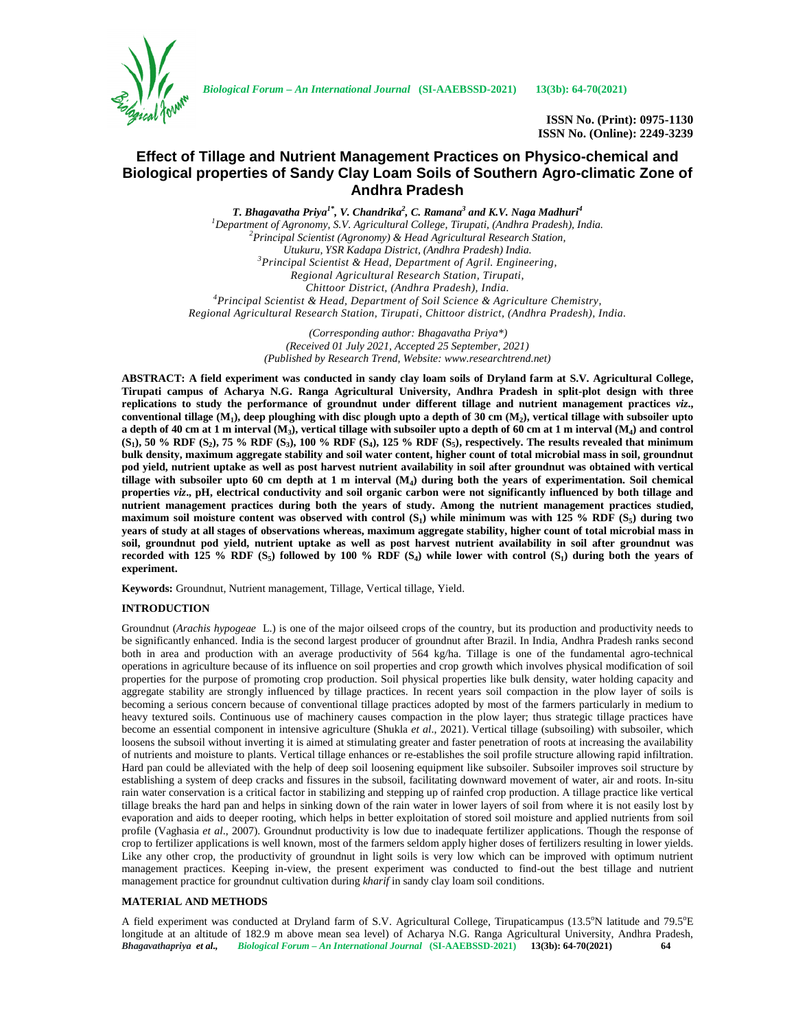ISSN No. (Print): 0975-1130
ISSN No. (Online): 2249-3239

# Effect of Tillage and Nutrient Management Practices on Physico-chemical and Biological properties of Sandy Clay Loam Soils of Southern Agro-climatic Zone of Andhra Pradesh

***T. Bhagavatha Priya[1*], V. Chandrika[2], C. Ramana[3] and K.V. Naga Madhuri[4]***

[1]Department of Agronomy, S.V. Agricultural College, Tirupati, (Andhra Pradesh), India.
[2]Principal Scientist (Agronomy) & Head Agricultural Research Station, Utukuru, YSR Kadapa District, (Andhra Pradesh) India.
[3]Principal Scientist & Head, Department of Agril. Engineering, Regional Agricultural Research Station, Tirupati, Chittoor District, (Andhra Pradesh), India.
[4]Principal Scientist & Head, Department of Soil Science & Agriculture Chemistry, Regional Agricultural Research Station, Tirupati, Chittoor district, (Andhra Pradesh), India.

*(Corresponding author: Bhagavatha Priya\*)*
*(Received 01 July 2021, Accepted 25 September, 2021)*
*(Published by Research Trend, Website: www.researchtrend.net)*

**ABSTRACT: A field experiment was conducted in sandy clay loam soils of Dryland farm at S.V. Agricultural College, Tirupati campus of Acharya N.G. Ranga Agricultural University, Andhra Pradesh in split-plot design with three replications to study the performance of groundnut under different tillage and nutrient management practices *viz*., conventional tillage ($M_1$), deep ploughing with disc plough upto a depth of 30 cm ($M_2$), vertical tillage with subsoiler upto a depth of 40 cm at 1 m interval ($M_3$), vertical tillage with subsoiler upto a depth of 60 cm at 1 m interval ($M_4$) and control ($S_1$), 50 % RDF ($S_2$), 75 % RDF ($S_3$), 100 % RDF ($S_4$), 125 % RDF ($S_5$), respectively. The results revealed that minimum bulk density, maximum aggregate stability and soil water content, higher count of total microbial mass in soil, groundnut pod yield, nutrient uptake as well as post harvest nutrient availability in soil after groundnut was obtained with vertical tillage with subsoiler upto 60 cm depth at 1 m interval ($M_4$) during both the years of experimentation. Soil chemical properties *viz*., pH, electrical conductivity and soil organic carbon were not significantly influenced by both tillage and nutrient management practices during both the years of study. Among the nutrient management practices studied, maximum soil moisture content was observed with control ($S_1$) while minimum was with 125 % RDF ($S_5$) during two years of study at all stages of observations whereas, maximum aggregate stability, higher count of total microbial mass in soil, groundnut pod yield, nutrient uptake as well as post harvest nutrient availability in soil after groundnut was recorded with 125 % RDF ($S_5$) followed by 100 % RDF ($S_4$) while lower with control ($S_1$) during both the years of experiment.**

**Keywords:** Groundnut, Nutrient management, Tillage, Vertical tillage, Yield.

## INTRODUCTION

Groundnut (*Arachis hypogeae* L.) is one of the major oilseed crops of the country, but its production and productivity needs to be significantly enhanced. India is the second largest producer of groundnut after Brazil. In India, Andhra Pradesh ranks second both in area and production with an average productivity of 564 kg/ha. Tillage is one of the fundamental agro-technical operations in agriculture because of its influence on soil properties and crop growth which involves physical modification of soil properties for the purpose of promoting crop production. Soil physical properties like bulk density, water holding capacity and aggregate stability are strongly influenced by tillage practices. In recent years soil compaction in the plow layer of soils is becoming a serious concern because of conventional tillage practices adopted by most of the farmers particularly in medium to heavy textured soils. Continuous use of machinery causes compaction in the plow layer; thus strategic tillage practices have become an essential component in intensive agriculture (Shukla *et al*., 2021). Vertical tillage (subsoiling) with subsoiler, which loosens the subsoil without inverting it is aimed at stimulating greater and faster penetration of roots at increasing the availability of nutrients and moisture to plants. Vertical tillage enhances or re-establishes the soil profile structure allowing rapid infiltration. Hard pan could be alleviated with the help of deep soil loosening equipment like subsoiler. Subsoiler improves soil structure by establishing a system of deep cracks and fissures in the subsoil, facilitating downward movement of water, air and roots. In-situ rain water conservation is a critical factor in stabilizing and stepping up of rainfed crop production. A tillage practice like vertical tillage breaks the hard pan and helps in sinking down of the rain water in lower layers of soil from where it is not easily lost by evaporation and aids to deeper rooting, which helps in better exploitation of stored soil moisture and applied nutrients from soil profile (Vaghasia *et al*., 2007). Groundnut productivity is low due to inadequate fertilizer applications. Though the response of crop to fertilizer applications is well known, most of the farmers seldom apply higher doses of fertilizers resulting in lower yields. Like any other crop, the productivity of groundnut in light soils is very low which can be improved with optimum nutrient management practices. Keeping in-view, the present experiment was conducted to find-out the best tillage and nutrient management practice for groundnut cultivation during *kharif* in sandy clay loam soil conditions.

## MATERIAL AND METHODS

A field experiment was conducted at Dryland farm of S.V. Agricultural College, Tirupaticampus (13.5°N latitude and 79.5°E longitude at an altitude of 182.9 m above mean sea level) of Acharya N.G. Ranga Agricultural University, Andhra Pradesh,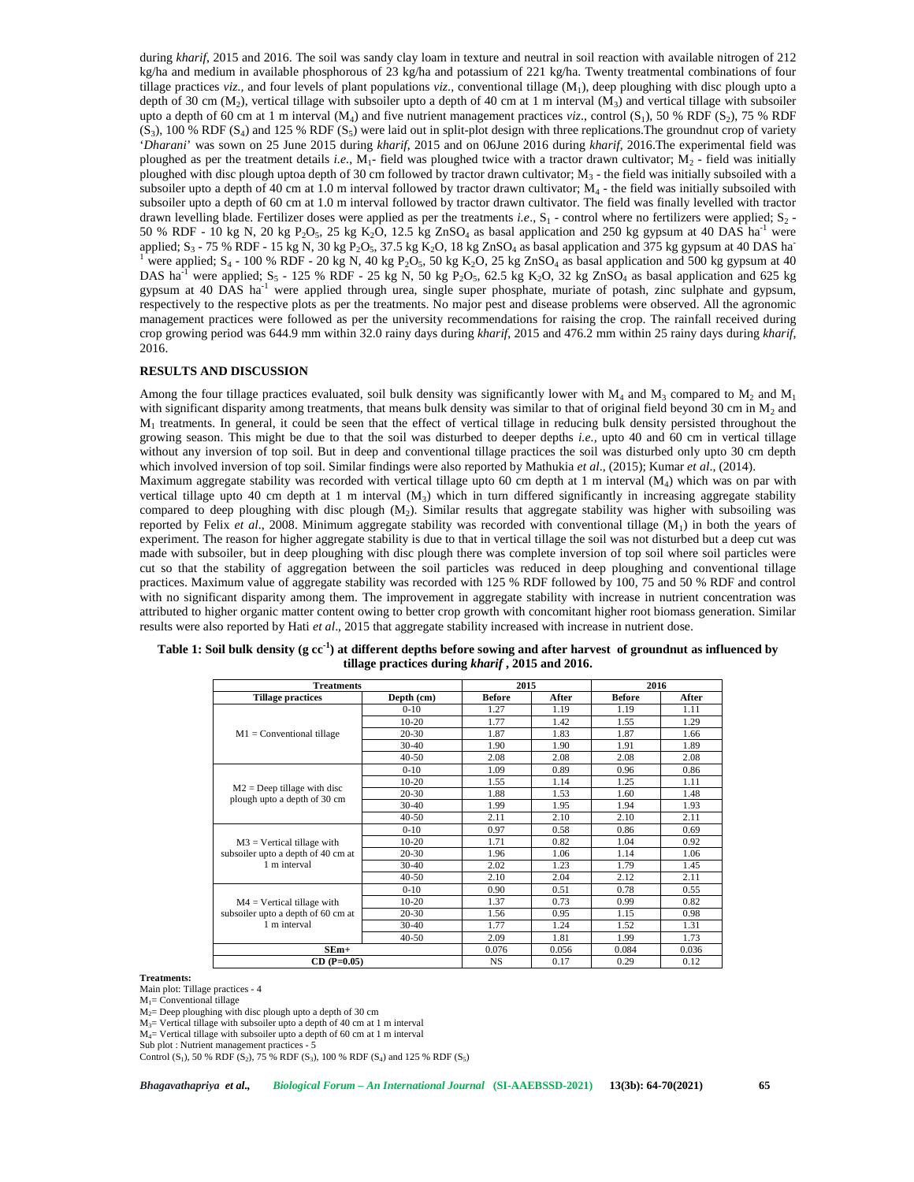during *kharif*, 2015 and 2016. The soil was sandy clay loam in texture and neutral in soil reaction with available nitrogen of 212 kg/ha and medium in available phosphorous of 23 kg/ha and potassium of 221 kg/ha. Twenty treatmental combinations of four tillage practices *viz.,* and four levels of plant populations *viz.,* conventional tillage ($M_1$), deep ploughing with disc plough upto a depth of 30 cm ($M_2$), vertical tillage with subsoiler upto a depth of 40 cm at 1 m interval ($M_3$) and vertical tillage with subsoiler upto a depth of 60 cm at 1 m interval ($M_4$) and five nutrient management practices *viz*., control ($S_1$), 50 % RDF ($S_2$), 75 % RDF ($S_3$), 100 % RDF ($S_4$) and 125 % RDF ($S_5$) were laid out in split-plot design with three replications.The groundnut crop of variety '*Dharani*' was sown on 25 June 2015 during *kharif*, 2015 and on 06June 2016 during *kharif*, 2016.The experimental field was ploughed as per the treatment details *i.e.*, $M_1$- field was ploughed twice with a tractor drawn cultivator; $M_2$ - field was initially ploughed with disc plough uptoa depth of 30 cm followed by tractor drawn cultivator; $M_3$ - the field was initially subsoiled with a subsoiler upto a depth of 40 cm at 1.0 m interval followed by tractor drawn cultivator; $M_4$ - the field was initially subsoiled with subsoiler upto a depth of 60 cm at 1.0 m interval followed by tractor drawn cultivator. The field was finally levelled with tractor drawn levelling blade. Fertilizer doses were applied as per the treatments *i.e*., $S_1$ - control where no fertilizers were applied; $S_2$ - 50 % RDF - 10 kg N, 20 kg $P_2O_5$, 25 kg $K_2O$, 12.5 kg $ZnSO_4$ as basal application and 250 kg gypsum at 40 DAS $ha^{-1}$ were applied; $S_3$ - 75 % RDF - 15 kg N, 30 kg $P_2O_5$, 37.5 kg $K_2O$, 18 kg $ZnSO_4$ as basal application and 375 kg gypsum at 40 DAS $ha^{-1}$ were applied; $S_4$ - 100 % RDF - 20 kg N, 40 kg $P_2O_5$, 50 kg $K_2O$, 25 kg $ZnSO_4$ as basal application and 500 kg gypsum at 40 DAS $ha^{-1}$ were applied; $S_5$ - 125 % RDF - 25 kg N, 50 kg $P_2O_5$, 62.5 kg $K_2O$, 32 kg $ZnSO_4$ as basal application and 625 kg gypsum at 40 DAS $ha^{-1}$ were applied through urea, single super phosphate, muriate of potash, zinc sulphate and gypsum, respectively to the respective plots as per the treatments. No major pest and disease problems were observed. All the agronomic management practices were followed as per the university recommendations for raising the crop. The rainfall received during crop growing period was 644.9 mm within 32.0 rainy days during *kharif*, 2015 and 476.2 mm within 25 rainy days during *kharif*, 2016.

## RESULTS AND DISCUSSION

Among the four tillage practices evaluated, soil bulk density was significantly lower with $M_4$ and $M_3$ compared to $M_2$ and $M_1$ with significant disparity among treatments, that means bulk density was similar to that of original field beyond 30 cm in $M_2$ and $M_1$ treatments. In general, it could be seen that the effect of vertical tillage in reducing bulk density persisted throughout the growing season. This might be due to that the soil was disturbed to deeper depths *i.e.,* upto 40 and 60 cm in vertical tillage without any inversion of top soil. But in deep and conventional tillage practices the soil was disturbed only upto 30 cm depth which involved inversion of top soil. Similar findings were also reported by Mathukia *et al*., (2015); Kumar *et al*., (2014).

Maximum aggregate stability was recorded with vertical tillage upto 60 cm depth at 1 m interval ($M_4$) which was on par with vertical tillage upto 40 cm depth at 1 m interval ($M_3$) which in turn differed significantly in increasing aggregate stability compared to deep ploughing with disc plough ($M_2$). Similar results that aggregate stability was higher with subsoiling was reported by Felix *et al*., 2008. Minimum aggregate stability was recorded with conventional tillage ($M_1$) in both the years of experiment. The reason for higher aggregate stability is due to that in vertical tillage the soil was not disturbed but a deep cut was made with subsoiler, but in deep ploughing with disc plough there was complete inversion of top soil where soil particles were cut so that the stability of aggregation between the soil particles was reduced in deep ploughing and conventional tillage practices. Maximum value of aggregate stability was recorded with 125 % RDF followed by 100, 75 and 50 % RDF and control with no significant disparity among them. The improvement in aggregate stability with increase in nutrient concentration was attributed to higher organic matter content owing to better crop growth with concomitant higher root biomass generation. Similar results were also reported by Hati *et al*., 2015 that aggregate stability increased with increase in nutrient dose.

**Table 1: Soil bulk density (g $cc^{-1}$) at different depths before sowing and after harvest of groundnut as influenced by tillage practices during *kharif*, 2015 and 2016.**

| Treatments | | 2015 | | 2016 | |
|---|---|---|---|---|---|
| **Tillage practices** | **Depth (cm)** | **Before** | **After** | **Before** | **After** |
| M1 = Conventional tillage | 0-10 | 1.27 | 1.19 | 1.19 | 1.11 |
| | 10-20 | 1.77 | 1.42 | 1.55 | 1.29 |
| | 20-30 | 1.87 | 1.83 | 1.87 | 1.66 |
| | 30-40 | 1.90 | 1.90 | 1.91 | 1.89 |
| | 40-50 | 2.08 | 2.08 | 2.08 | 2.08 |
| M2 = Deep tillage with disc plough upto a depth of 30 cm | 0-10 | 1.09 | 0.89 | 0.96 | 0.86 |
| | 10-20 | 1.55 | 1.14 | 1.25 | 1.11 |
| | 20-30 | 1.88 | 1.53 | 1.60 | 1.48 |
| | 30-40 | 1.99 | 1.95 | 1.94 | 1.93 |
| | 40-50 | 2.11 | 2.10 | 2.10 | 2.11 |
| M3 = Vertical tillage with subsoiler upto a depth of 40 cm at 1 m interval | 0-10 | 0.97 | 0.58 | 0.86 | 0.69 |
| | 10-20 | 1.71 | 0.82 | 1.04 | 0.92 |
| | 20-30 | 1.96 | 1.06 | 1.14 | 1.06 |
| | 30-40 | 2.02 | 1.23 | 1.79 | 1.45 |
| | 40-50 | 2.10 | 2.04 | 2.12 | 2.11 |
| M4 = Vertical tillage with subsoiler upto a depth of 60 cm at 1 m interval | 0-10 | 0.90 | 0.51 | 0.78 | 0.55 |
| | 10-20 | 1.37 | 0.73 | 0.99 | 0.82 |
| | 20-30 | 1.56 | 0.95 | 1.15 | 0.98 |
| | 30-40 | 1.77 | 1.24 | 1.52 | 1.31 |
| | 40-50 | 2.09 | 1.81 | 1.99 | 1.73 |
| **SEm+** | | 0.076 | 0.056 | 0.084 | 0.036 |
| **CD (P=0.05)** | | NS | 0.17 | 0.29 | 0.12 |

**Treatments:**
Main plot: Tillage practices - 4
$M_1$= Conventional tillage
$M_2$= Deep ploughing with disc plough upto a depth of 30 cm
$M_3$= Vertical tillage with subsoiler upto a depth of 40 cm at 1 m interval
$M_4$= Vertical tillage with subsoiler upto a depth of 60 cm at 1 m interval
Sub plot : Nutrient management practices - 5
Control ($S_1$), 50 % RDF ($S_2$), 75 % RDF ($S_3$), 100 % RDF ($S_4$) and 125 % RDF ($S_5$)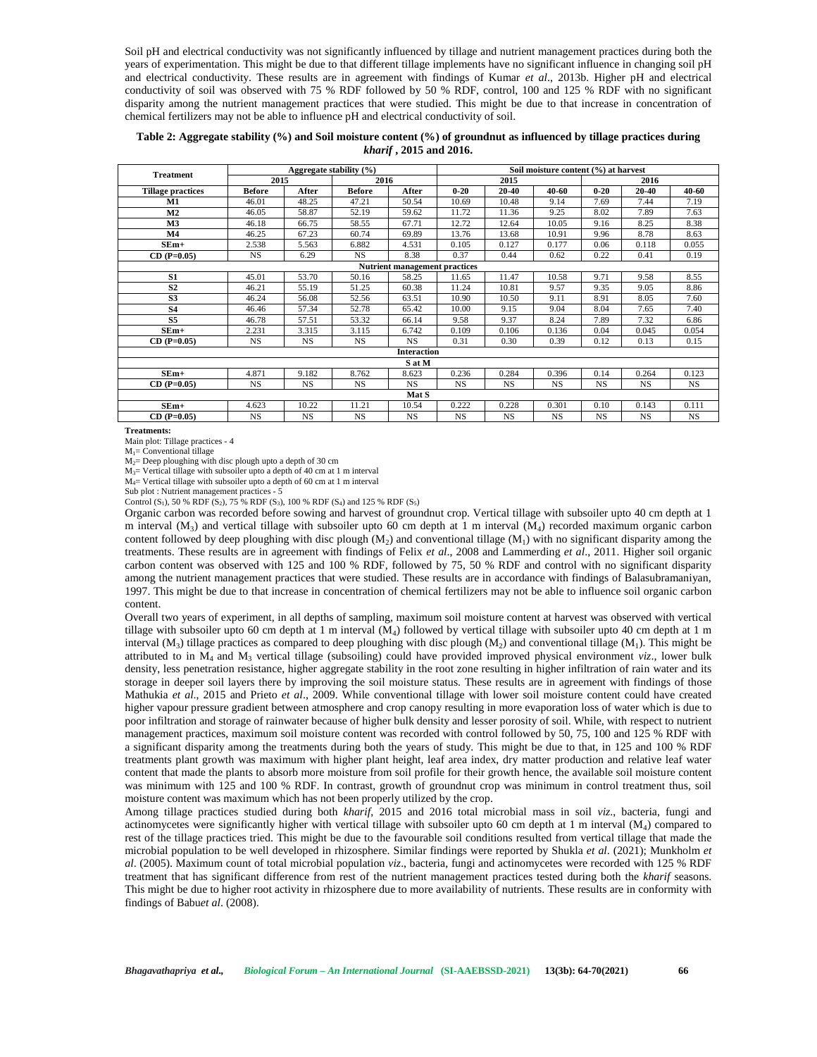Soil pH and electrical conductivity was not significantly influenced by tillage and nutrient management practices during both the years of experimentation. This might be due to that different tillage implements have no significant influence in changing soil pH and electrical conductivity. These results are in agreement with findings of Kumar *et al*., 2013b. Higher pH and electrical conductivity of soil was observed with 75 % RDF followed by 50 % RDF, control, 100 and 125 % RDF with no significant disparity among the nutrient management practices that were studied. This might be due to that increase in concentration of chemical fertilizers may not be able to influence pH and electrical conductivity of soil.

**Table 2: Aggregate stability (%) and Soil moisture content (%) of groundnut as influenced by tillage practices during *kharif* , 2015 and 2016.**

| Treatment | Aggregate stability (%) | | | | Soil moisture content (%) at harvest | | | | | |
|---|---|---|---|---|---|---|---|---|---|---|
| | 2015 | | 2016 | | 2015 | | | 2016 | | |
| **Tillage practices** | **Before** | **After** | **Before** | **After** | **0-20** | **20-40** | **40-60** | **0-20** | **20-40** | **40-60** |
| M1 | 46.01 | 48.25 | 47.21 | 50.54 | 10.69 | 10.48 | 9.14 | 7.69 | 7.44 | 7.19 |
| M2 | 46.05 | 58.87 | 52.19 | 59.62 | 11.72 | 11.36 | 9.25 | 8.02 | 7.89 | 7.63 |
| M3 | 46.18 | 66.75 | 58.55 | 67.71 | 12.72 | 12.64 | 10.05 | 9.16 | 8.25 | 8.38 |
| M4 | 46.25 | 67.23 | 60.74 | 69.89 | 13.76 | 13.68 | 10.91 | 9.96 | 8.78 | 8.63 |
| SEm+ | 2.538 | 5.563 | 6.882 | 4.531 | 0.105 | 0.127 | 0.177 | 0.06 | 0.118 | 0.055 |
| CD (P=0.05) | NS | 6.29 | NS | 8.38 | 0.37 | 0.44 | 0.62 | 0.22 | 0.41 | 0.19 |
| **Nutrient management practices** | | | | | | | | | | |
| S1 | 45.01 | 53.70 | 50.16 | 58.25 | 11.65 | 11.47 | 10.58 | 9.71 | 9.58 | 8.55 |
| S2 | 46.21 | 55.19 | 51.25 | 60.38 | 11.24 | 10.81 | 9.57 | 9.35 | 9.05 | 8.86 |
| S3 | 46.24 | 56.08 | 52.56 | 63.51 | 10.90 | 10.50 | 9.11 | 8.91 | 8.05 | 7.60 |
| S4 | 46.46 | 57.34 | 52.78 | 65.42 | 10.00 | 9.15 | 9.04 | 8.04 | 7.65 | 7.40 |
| S5 | 46.78 | 57.51 | 53.32 | 66.14 | 9.58 | 9.37 | 8.24 | 7.89 | 7.32 | 6.86 |
| SEm+ | 2.231 | 3.315 | 3.115 | 6.742 | 0.109 | 0.106 | 0.136 | 0.04 | 0.045 | 0.054 |
| CD (P=0.05) | NS | NS | NS | NS | 0.31 | 0.30 | 0.39 | 0.12 | 0.13 | 0.15 |
| **Interaction** | | | | | | | | | | |
| **S at M** | | | | | | | | | | |
| SEm+ | 4.871 | 9.182 | 8.762 | 8.623 | 0.236 | 0.284 | 0.396 | 0.14 | 0.264 | 0.123 |
| CD (P=0.05) | NS | NS | NS | NS | NS | NS | NS | NS | NS | NS |
| **Mat S** | | | | | | | | | | |
| SEm+ | 4.623 | 10.22 | 11.21 | 10.54 | 0.222 | 0.228 | 0.301 | 0.10 | 0.143 | 0.111 |
| CD (P=0.05) | NS | NS | NS | NS | NS | NS | NS | NS | NS | NS |

**Treatments:**

Main plot: Tillage practices - 4

$M_1$= Conventional tillage

$M_2$= Deep ploughing with disc plough upto a depth of 30 cm

$M_3$= Vertical tillage with subsoiler upto a depth of 40 cm at 1 m interval

$M_4$= Vertical tillage with subsoiler upto a depth of 60 cm at 1 m interval

Sub plot : Nutrient management practices - 5

Control ($S_1$), 50 % RDF ($S_2$), 75 % RDF ($S_3$), 100 % RDF ($S_4$) and 125 % RDF ($S_5$)

Organic carbon was recorded before sowing and harvest of groundnut crop. Vertical tillage with subsoiler upto 40 cm depth at 1 m interval ($M_3$) and vertical tillage with subsoiler upto 60 cm depth at 1 m interval ($M_4$) recorded maximum organic carbon content followed by deep ploughing with disc plough ($M_2$) and conventional tillage ($M_1$) with no significant disparity among the treatments. These results are in agreement with findings of Felix *et al*., 2008 and Lammerding *et al*., 2011. Higher soil organic carbon content was observed with 125 and 100 % RDF, followed by 75, 50 % RDF and control with no significant disparity among the nutrient management practices that were studied. These results are in accordance with findings of Balasubramaniyan, 1997. This might be due to that increase in concentration of chemical fertilizers may not be able to influence soil organic carbon content.

Overall two years of experiment, in all depths of sampling, maximum soil moisture content at harvest was observed with vertical tillage with subsoiler upto 60 cm depth at 1 m interval ($M_4$) followed by vertical tillage with subsoiler upto 40 cm depth at 1 m interval ($M_3$) tillage practices as compared to deep ploughing with disc plough ($M_2$) and conventional tillage ($M_1$). This might be attributed to in $M_4$ and $M_3$ vertical tillage (subsoiling) could have provided improved physical environment *viz*., lower bulk density, less penetration resistance, higher aggregate stability in the root zone resulting in higher infiltration of rain water and its storage in deeper soil layers there by improving the soil moisture status. These results are in agreement with findings of those Mathukia *et al*., 2015 and Prieto *et al*., 2009. While conventional tillage with lower soil moisture content could have created higher vapour pressure gradient between atmosphere and crop canopy resulting in more evaporation loss of water which is due to poor infiltration and storage of rainwater because of higher bulk density and lesser porosity of soil. While, with respect to nutrient management practices, maximum soil moisture content was recorded with control followed by 50, 75, 100 and 125 % RDF with a significant disparity among the treatments during both the years of study. This might be due to that, in 125 and 100 % RDF treatments plant growth was maximum with higher plant height, leaf area index, dry matter production and relative leaf water content that made the plants to absorb more moisture from soil profile for their growth hence, the available soil moisture content was minimum with 125 and 100 % RDF. In contrast, growth of groundnut crop was minimum in control treatment thus, soil moisture content was maximum which has not been properly utilized by the crop.

Among tillage practices studied during both *kharif*, 2015 and 2016 total microbial mass in soil *viz*., bacteria, fungi and actinomycetes were significantly higher with vertical tillage with subsoiler upto 60 cm depth at 1 m interval ($M_4$) compared to rest of the tillage practices tried. This might be due to the favourable soil conditions resulted from vertical tillage that made the microbial population to be well developed in rhizosphere. Similar findings were reported by Shukla *et al*. (2021); Munkholm *et al*. (2005). Maximum count of total microbial population *viz*., bacteria, fungi and actinomycetes were recorded with 125 % RDF treatment that has significant difference from rest of the nutrient management practices tested during both the *kharif* seasons. This might be due to higher root activity in rhizosphere due to more availability of nutrients. These results are in conformity with findings of Babu*et al*. (2008).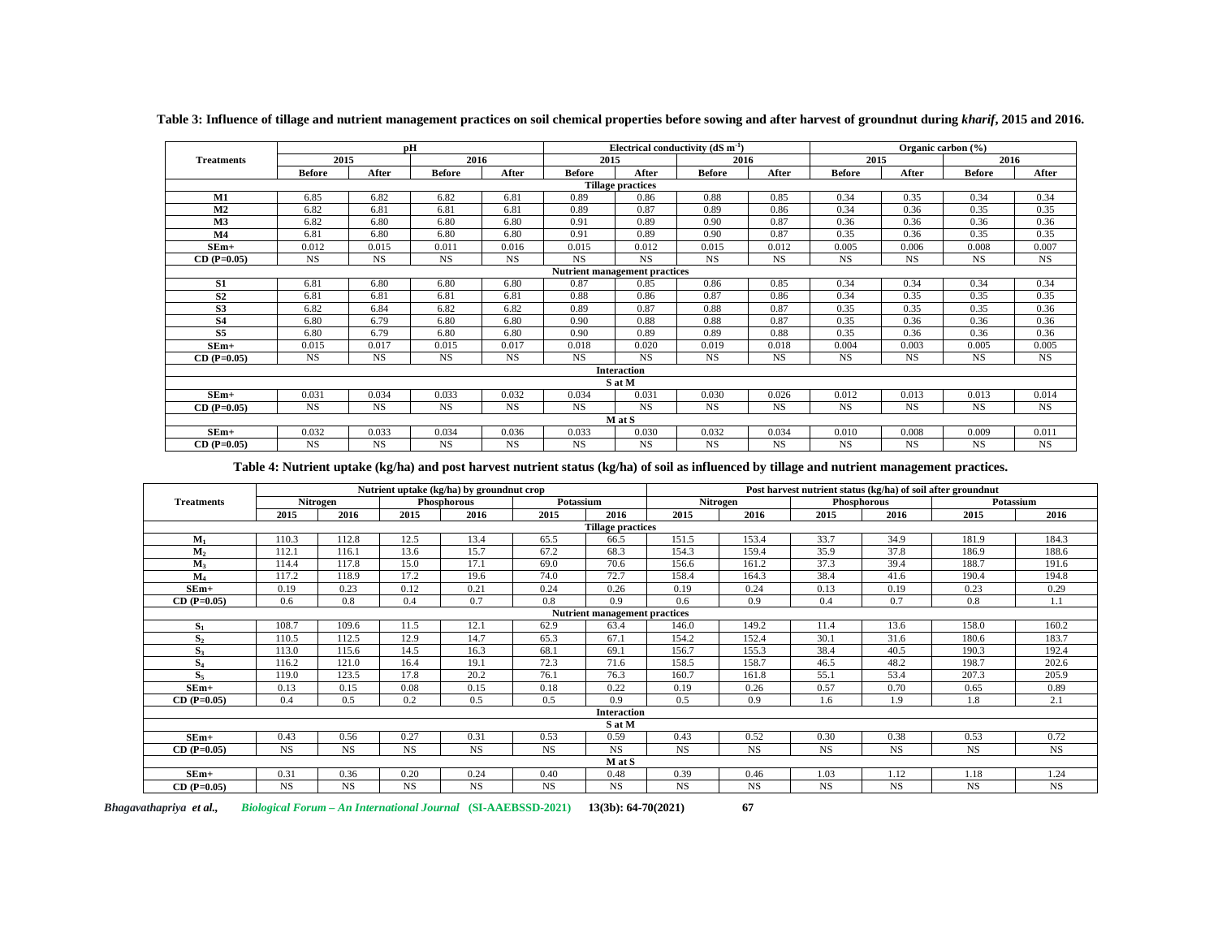**Table 3: Influence of tillage and nutrient management practices on soil chemical properties before sowing and after harvest of groundnut during *kharif*, 2015 and 2016.**

| Treatments | pH | | | | Electrical conductivity (dS $m^{-1}$) | | | | Organic carbon (%) | | | |
|---|---|---|---|---|---|---|---|---|---|---|---|---|
| | 2015 | | 2016 | | 2015 | | 2016 | | 2015 | | 2016 | |
| | Before | After | Before | After | Before | After | Before | After | Before | After | Before | After |
| **Tillage practices** | | | | | | | | | | | | |
| M1 | 6.85 | 6.82 | 6.82 | 6.81 | 0.89 | 0.86 | 0.88 | 0.85 | 0.34 | 0.35 | 0.34 | 0.34 |
| M2 | 6.82 | 6.81 | 6.81 | 6.81 | 0.89 | 0.87 | 0.89 | 0.86 | 0.34 | 0.36 | 0.35 | 0.35 |
| M3 | 6.82 | 6.80 | 6.80 | 6.80 | 0.91 | 0.89 | 0.90 | 0.87 | 0.36 | 0.36 | 0.36 | 0.36 |
| M4 | 6.81 | 6.80 | 6.80 | 6.80 | 0.91 | 0.89 | 0.90 | 0.87 | 0.35 | 0.36 | 0.35 | 0.35 |
| SEm+ | 0.012 | 0.015 | 0.011 | 0.016 | 0.015 | 0.012 | 0.015 | 0.012 | 0.005 | 0.006 | 0.008 | 0.007 |
| CD (P=0.05) | NS | NS | NS | NS | NS | NS | NS | NS | NS | NS | NS | NS |
| **Nutrient management practices** | | | | | | | | | | | | |
| S1 | 6.81 | 6.80 | 6.80 | 6.80 | 0.87 | 0.85 | 0.86 | 0.85 | 0.34 | 0.34 | 0.34 | 0.34 |
| S2 | 6.81 | 6.81 | 6.81 | 6.81 | 0.88 | 0.86 | 0.87 | 0.86 | 0.34 | 0.35 | 0.35 | 0.35 |
| S3 | 6.82 | 6.84 | 6.82 | 6.82 | 0.89 | 0.87 | 0.88 | 0.87 | 0.35 | 0.35 | 0.35 | 0.36 |
| S4 | 6.80 | 6.79 | 6.80 | 6.80 | 0.90 | 0.88 | 0.88 | 0.87 | 0.35 | 0.36 | 0.36 | 0.36 |
| S5 | 6.80 | 6.79 | 6.80 | 6.80 | 0.90 | 0.89 | 0.89 | 0.88 | 0.35 | 0.36 | 0.36 | 0.36 |
| SEm+ | 0.015 | 0.017 | 0.015 | 0.017 | 0.018 | 0.020 | 0.019 | 0.018 | 0.004 | 0.003 | 0.005 | 0.005 |
| CD (P=0.05) | NS | NS | NS | NS | NS | NS | NS | NS | NS | NS | NS | NS |
| **Interaction** | | | | | | | | | | | | |
| **S at M** | | | | | | | | | | | | |
| SEm+ | 0.031 | 0.034 | 0.033 | 0.032 | 0.034 | 0.031 | 0.030 | 0.026 | 0.012 | 0.013 | 0.013 | 0.014 |
| CD (P=0.05) | NS | NS | NS | NS | NS | NS | NS | NS | NS | NS | NS | NS |
| **M at S** | | | | | | | | | | | | |
| SEm+ | 0.032 | 0.033 | 0.034 | 0.036 | 0.033 | 0.030 | 0.032 | 0.034 | 0.010 | 0.008 | 0.009 | 0.011 |
| CD (P=0.05) | NS | NS | NS | NS | NS | NS | NS | NS | NS | NS | NS | NS |

**Table 4: Nutrient uptake (kg/ha) and post harvest nutrient status (kg/ha) of soil as influenced by tillage and nutrient management practices.**

| Treatments | Nutrient uptake (kg/ha) by groundnut crop | | | | | | Post harvest nutrient status (kg/ha) of soil after groundnut | | | | | |
|---|---|---|---|---|---|---|---|---|---|---|---|---|
| | Nitrogen | | Phosphorous | | Potassium | | Nitrogen | | Phosphorous | | Potassium | |
| | 2015 | 2016 | 2015 | 2016 | 2015 | 2016 | 2015 | 2016 | 2015 | 2016 | 2015 | 2016 |
| **Tillage practices** | | | | | | | | | | | | |
| $M_1$ | 110.3 | 112.8 | 12.5 | 13.4 | 65.5 | 66.5 | 151.5 | 153.4 | 33.7 | 34.9 | 181.9 | 184.3 |
| $M_2$ | 112.1 | 116.1 | 13.6 | 15.7 | 67.2 | 68.3 | 154.3 | 159.4 | 35.9 | 37.8 | 186.9 | 188.6 |
| $M_3$ | 114.4 | 117.8 | 15.0 | 17.1 | 69.0 | 70.6 | 156.6 | 161.2 | 37.3 | 39.4 | 188.7 | 191.6 |
| $M_4$ | 117.2 | 118.9 | 17.2 | 19.6 | 74.0 | 72.7 | 158.4 | 164.3 | 38.4 | 41.6 | 190.4 | 194.8 |
| SEm+ | 0.19 | 0.23 | 0.12 | 0.21 | 0.24 | 0.26 | 0.19 | 0.24 | 0.13 | 0.19 | 0.23 | 0.29 |
| CD (P=0.05) | 0.6 | 0.8 | 0.4 | 0.7 | 0.8 | 0.9 | 0.6 | 0.9 | 0.4 | 0.7 | 0.8 | 1.1 |
| **Nutrient management practices** | | | | | | | | | | | | |
| $S_1$ | 108.7 | 109.6 | 11.5 | 12.1 | 62.9 | 63.4 | 146.0 | 149.2 | 11.4 | 13.6 | 158.0 | 160.2 |
| $S_2$ | 110.5 | 112.5 | 12.9 | 14.7 | 65.3 | 67.1 | 154.2 | 152.4 | 30.1 | 31.6 | 180.6 | 183.7 |
| $S_3$ | 113.0 | 115.6 | 14.5 | 16.3 | 68.1 | 69.1 | 156.7 | 155.3 | 38.4 | 40.5 | 190.3 | 192.4 |
| $S_4$ | 116.2 | 121.0 | 16.4 | 19.1 | 72.3 | 71.6 | 158.5 | 158.7 | 46.5 | 48.2 | 198.7 | 202.6 |
| $S_5$ | 119.0 | 123.5 | 17.8 | 20.2 | 76.1 | 76.3 | 160.7 | 161.8 | 55.1 | 53.4 | 207.3 | 205.9 |
| SEm+ | 0.13 | 0.15 | 0.08 | 0.15 | 0.18 | 0.22 | 0.19 | 0.26 | 0.57 | 0.70 | 0.65 | 0.89 |
| CD (P=0.05) | 0.4 | 0.5 | 0.2 | 0.5 | 0.5 | 0.9 | 0.5 | 0.9 | 1.6 | 1.9 | 1.8 | 2.1 |
| **Interaction** | | | | | | | | | | | | |
| **S at M** | | | | | | | | | | | | |
| SEm+ | 0.43 | 0.56 | 0.27 | 0.31 | 0.53 | 0.59 | 0.43 | 0.52 | 0.30 | 0.38 | 0.53 | 0.72 |
| CD (P=0.05) | NS | NS | NS | NS | NS | NS | NS | NS | NS | NS | NS | NS |
| **M at S** | | | | | | | | | | | | |
| SEm+ | 0.31 | 0.36 | 0.20 | 0.24 | 0.40 | 0.48 | 0.39 | 0.46 | 1.03 | 1.12 | 1.18 | 1.24 |
| CD (P=0.05) | NS | NS | NS | NS | NS | NS | NS | NS | NS | NS | NS | NS |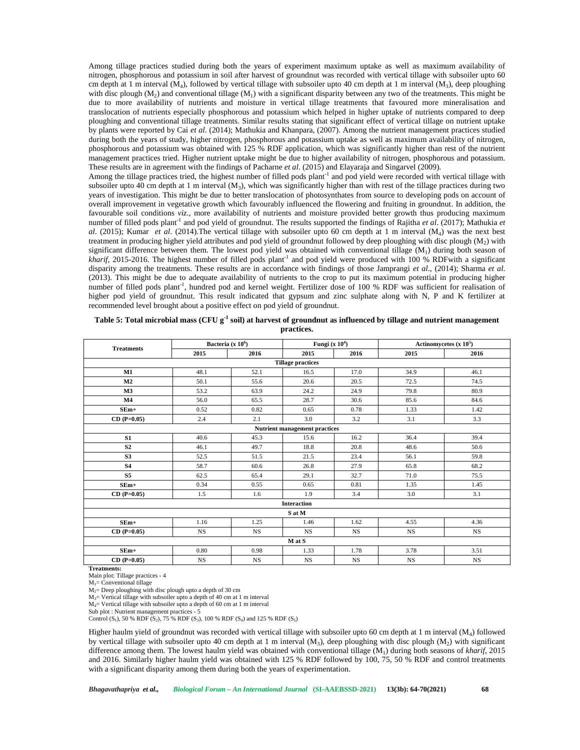Among tillage practices studied during both the years of experiment maximum uptake as well as maximum availability of nitrogen, phosphorous and potassium in soil after harvest of groundnut was recorded with vertical tillage with subsoiler upto 60 cm depth at 1 m interval ($M_4$), followed by vertical tillage with subsoiler upto 40 cm depth at 1 m interval ($M_3$), deep ploughing with disc plough ($M_2$) and conventional tillage ($M_1$) with a significant disparity between any two of the treatments. This might be due to more availability of nutrients and moisture in vertical tillage treatments that favoured more mineralisation and translocation of nutrients especially phosphorous and potassium which helped in higher uptake of nutrients compared to deep ploughing and conventional tillage treatments. Similar results stating that significant effect of vertical tillage on nutrient uptake by plants were reported by Cai *et al*. (2014); Mathukia and Khanpara, (2007). Among the nutrient management practices studied during both the years of study, higher nitrogen, phosphorous and potassium uptake as well as maximum availability of nitrogen, phosphorous and potassium was obtained with 125 % RDF application, which was significantly higher than rest of the nutrient management practices tried. Higher nutrient uptake might be due to higher availability of nitrogen, phosphorous and potassium. These results are in agreement with the findings of Pacharne *et al*. (2015) and Elayaraja and Singarvel (2009).

Among the tillage practices tried, the highest number of filled pods plant$^{-1}$ and pod yield were recorded with vertical tillage with subsoiler upto 40 cm depth at 1 m interval ($M_3$), which was significantly higher than with rest of the tillage practices during two years of investigation. This might be due to better translocation of photosynthates from source to developing pods on account of overall improvement in vegetative growth which favourably influenced the flowering and fruiting in groundnut. In addition, the favourable soil conditions *viz*., more availability of nutrients and moisture provided better growth thus producing maximum number of filled pods plant$^{-1}$ and pod yield of groundnut. The results supported the findings of Rajitha *et al*. (2017); Mathukia *et al*. (2015); Kumar *et al*. (2014).The vertical tillage with subsoiler upto 60 cm depth at 1 m interval ($M_4$) was the next best treatment in producing higher yield attributes and pod yield of groundnut followed by deep ploughing with disc plough ($M_2$) with significant difference between them. The lowest pod yield was obtained with conventional tillage ($M_1$) during both season of *kharif*, 2015-2016. The highest number of filled pods plant$^{-1}$ and pod yield were produced with 100 % RDFwith a significant disparity among the treatments. These results are in accordance with findings of those Jamprangi *et al*., (2014); Sharma *et al.* (2013). This might be due to adequate availability of nutrients to the crop to put its maximum potential in producing higher number of filled pods plant$^{-1}$, hundred pod and kernel weight. Fertilizer dose of 100 % RDF was sufficient for realisation of higher pod yield of groundnut. This result indicated that gypsum and zinc sulphate along with N, P and K fertilizer at recommended level brought about a positive effect on pod yield of groundnut.

**Table 5: Total microbial mass (CFU g$^{-1}$ soil) at harvest of groundnut as influenced by tillage and nutrient management practices.**

| Treatments | Bacteria (x $10^6$) | | Fungi (x $10^4$) | | Actinomycetes (x $10^5$) | |
|---|---|---|---|---|---|---|
| | 2015 | 2016 | 2015 | 2016 | 2015 | 2016 |
| **Tillage practices** | | | | | | |
| **M1** | 48.1 | 52.1 | 16.5 | 17.0 | 34.9 | 46.1 |
| **M2** | 50.1 | 55.6 | 20.6 | 20.5 | 72.5 | 74.5 |
| **M3** | 53.2 | 63.9 | 24.2 | 24.9 | 79.8 | 80.9 |
| **M4** | 56.0 | 65.5 | 28.7 | 30.6 | 85.6 | 84.6 |
| **SEm+** | 0.52 | 0.82 | 0.65 | 0.78 | 1.33 | 1.42 |
| **CD (P=0.05)** | 2.4 | 2.1 | 3.0 | 3.2 | 3.1 | 3.3 |
| **Nutrient management practices** | | | | | | |
| **S1** | 40.6 | 45.3 | 15.6 | 16.2 | 36.4 | 39.4 |
| **S2** | 46.1 | 49.7 | 18.8 | 20.8 | 48.6 | 50.6 |
| **S3** | 52.5 | 51.5 | 21.5 | 23.4 | 56.1 | 59.8 |
| **S4** | 58.7 | 60.6 | 26.8 | 27.9 | 65.8 | 68.2 |
| **S5** | 62.5 | 65.4 | 29.1 | 32.7 | 71.0 | 75.5 |
| **SEm+** | 0.34 | 0.55 | 0.65 | 0.81 | 1.35 | 1.45 |
| **CD (P=0.05)** | 1.5 | 1.6 | 1.9 | 3.4 | 3.0 | 3.1 |
| **Interaction** | | | | | | |
| **S at M** | | | | | | |
| **SEm+** | 1.16 | 1.25 | 1.46 | 1.62 | 4.55 | 4.36 |
| **CD (P=0.05)** | NS | NS | NS | NS | NS | NS |
| **M at S** | | | | | | |
| **SEm+** | 0.80 | 0.98 | 1.33 | 1.78 | 3.78 | 3.51 |
| **CD (P=0.05)** | NS | NS | NS | NS | NS | NS |

**Treatments:**
Main plot: Tillage practices - 4
$M_1$= Conventional tillage
$M_2$= Deep ploughing with disc plough upto a depth of 30 cm
$M_3$= Vertical tillage with subsoiler upto a depth of 40 cm at 1 m interval
$M_4$= Vertical tillage with subsoiler upto a depth of 60 cm at 1 m interval
Sub plot : Nutrient management practices - 5
Control ($S_1$), 50 % RDF ($S_2$), 75 % RDF ($S_3$), 100 % RDF ($S_4$) and 125 % RDF ($S_5$)

Higher haulm yield of groundnut was recorded with vertical tillage with subsoiler upto 60 cm depth at 1 m interval ($M_4$) followed by vertical tillage with subsoiler upto 40 cm depth at 1 m interval ($M_3$), deep ploughing with disc plough ($M_2$) with significant difference among them. The lowest haulm yield was obtained with conventional tillage ($M_1$) during both seasons of *kharif*, 2015 and 2016. Similarly higher haulm yield was obtained with 125 % RDF followed by 100, 75, 50 % RDF and control treatments with a significant disparity among them during both the years of experimentation.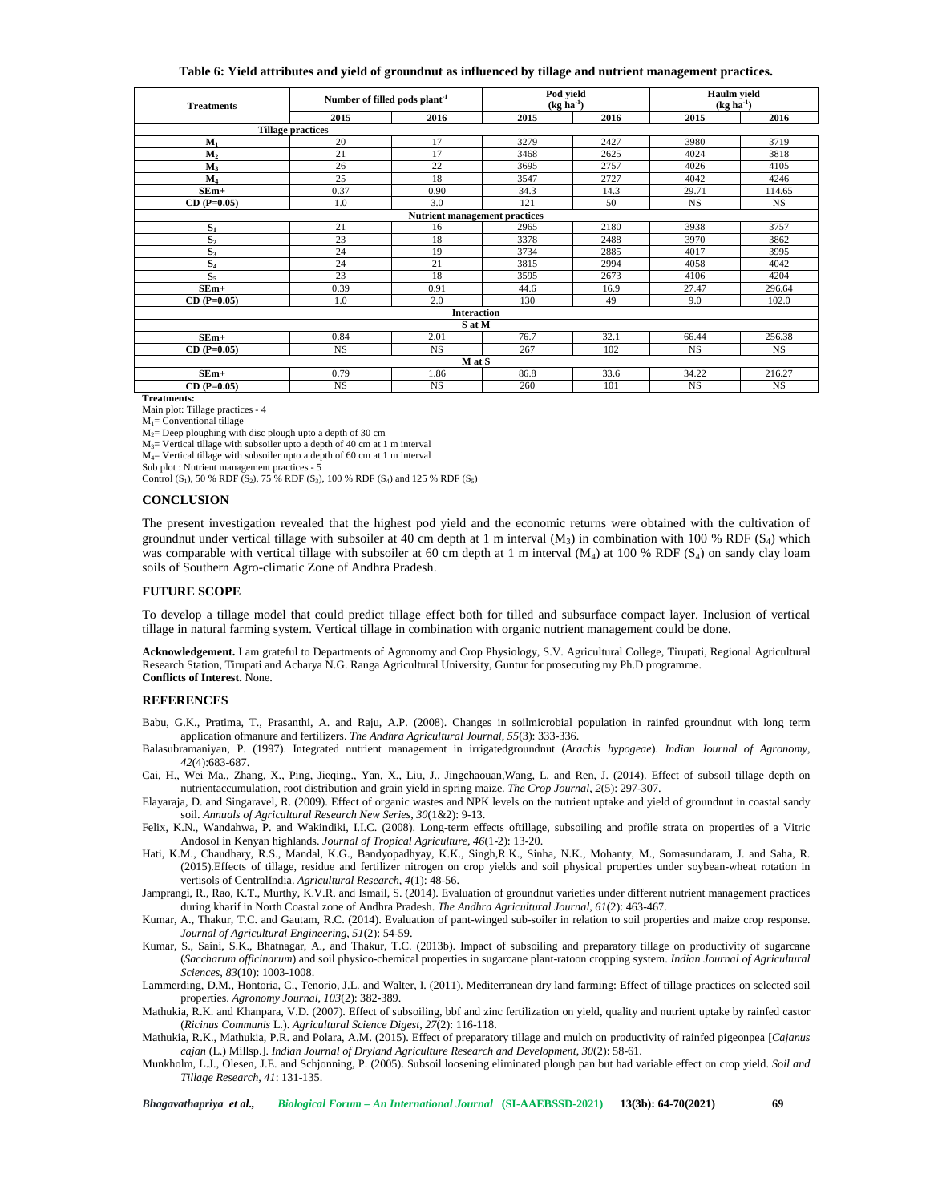**Table 6: Yield attributes and yield of groundnut as influenced by tillage and nutrient management practices.**

| Treatments | Number of filled pods plant$^{-1}$ | | Pod yield (kg ha$^{-1}$) | | Haulm yield (kg ha$^{-1}$) | |
|---|---|---|---|---|---|---|
| | 2015 | 2016 | 2015 | 2016 | 2015 | 2016 |
| **Tillage practices** | | | | | | |
| $M_1$ | 20 | 17 | 3279 | 2427 | 3980 | 3719 |
| $M_2$ | 21 | 17 | 3468 | 2625 | 4024 | 3818 |
| $M_3$ | 26 | 22 | 3695 | 2757 | 4026 | 4105 |
| $M_4$ | 25 | 18 | 3547 | 2727 | 4042 | 4246 |
| SEm+ | 0.37 | 0.90 | 34.3 | 14.3 | 29.71 | 114.65 |
| CD (P=0.05) | 1.0 | 3.0 | 121 | 50 | NS | NS |
| **Nutrient management practices** | | | | | | |
| $S_1$ | 21 | 16 | 2965 | 2180 | 3938 | 3757 |
| $S_2$ | 23 | 18 | 3378 | 2488 | 3970 | 3862 |
| $S_3$ | 24 | 19 | 3734 | 2885 | 4017 | 3995 |
| $S_4$ | 24 | 21 | 3815 | 2994 | 4058 | 4042 |
| $S_5$ | 23 | 18 | 3595 | 2673 | 4106 | 4204 |
| SEm+ | 0.39 | 0.91 | 44.6 | 16.9 | 27.47 | 296.64 |
| CD (P=0.05) | 1.0 | 2.0 | 130 | 49 | 9.0 | 102.0 |
| **Interaction** | | | | | | |
| **S at M** | | | | | | |
| SEm+ | 0.84 | 2.01 | 76.7 | 32.1 | 66.44 | 256.38 |
| CD (P=0.05) | NS | NS | 267 | 102 | NS | NS |
| **M at S** | | | | | | |
| SEm+ | 0.79 | 1.86 | 86.8 | 33.6 | 34.22 | 216.27 |
| CD (P=0.05) | NS | NS | 260 | 101 | NS | NS |

**Treatments:**

Main plot: Tillage practices - 4

$M_1$= Conventional tillage

$M_2$= Deep ploughing with disc plough upto a depth of 30 cm

$M_3$= Vertical tillage with subsoiler upto a depth of 40 cm at 1 m interval

$M_4$= Vertical tillage with subsoiler upto a depth of 60 cm at 1 m interval

Sub plot : Nutrient management practices - 5

Control ($S_1$), 50 % RDF ($S_2$), 75 % RDF ($S_3$), 100 % RDF ($S_4$) and 125 % RDF ($S_5$)

## CONCLUSION

The present investigation revealed that the highest pod yield and the economic returns were obtained with the cultivation of groundnut under vertical tillage with subsoiler at 40 cm depth at 1 m interval ($M_3$) in combination with 100 % RDF ($S_4$) which was comparable with vertical tillage with subsoiler at 60 cm depth at 1 m interval ($M_4$) at 100 % RDF ($S_4$) on sandy clay loam soils of Southern Agro-climatic Zone of Andhra Pradesh.

## FUTURE SCOPE

To develop a tillage model that could predict tillage effect both for tilled and subsurface compact layer. Inclusion of vertical tillage in natural farming system. Vertical tillage in combination with organic nutrient management could be done.

**Acknowledgement.** I am grateful to Departments of Agronomy and Crop Physiology, S.V. Agricultural College, Tirupati, Regional Agricultural Research Station, Tirupati and Acharya N.G. Ranga Agricultural University, Guntur for prosecuting my Ph.D programme.

**Conflicts of Interest.** None.

## REFERENCES

Babu, G.K., Pratima, T., Prasanthi, A. and Raju, A.P. (2008). Changes in soilmicrobial population in rainfed groundnut with long term application ofmanure and fertilizers. *The Andhra Agricultural Journal*, *55*(3): 333-336.

Balasubramaniyan, P. (1997). Integrated nutrient management in irrigatedgroundnut (*Arachis hypogeae*). *Indian Journal of Agronomy*, *42*(4):683-687.

Cai, H., Wei Ma., Zhang, X., Ping, Jieqing., Yan, X., Liu, J., Jingchaouan,Wang, L. and Ren, J. (2014). Effect of subsoil tillage depth on nutrientaccumulation, root distribution and grain yield in spring maize. *The Crop Journal*, *2*(5): 297-307.

Elayaraja, D. and Singaravel, R. (2009). Effect of organic wastes and NPK levels on the nutrient uptake and yield of groundnut in coastal sandy soil. *Annuals of Agricultural Research New Series*, *30*(1&2): 9-13.

Felix, K.N., Wandahwa, P. and Wakindiki, I.I.C. (2008). Long-term effects oftillage, subsoiling and profile strata on properties of a Vitric Andosol in Kenyan highlands. *Journal of Tropical Agriculture*, *46*(1-2): 13-20.

Hati, K.M., Chaudhary, R.S., Mandal, K.G., Bandyopadhyay, K.K., Singh,R.K., Sinha, N.K., Mohanty, M., Somasundaram, J. and Saha, R. (2015).Effects of tillage, residue and fertilizer nitrogen on crop yields and soil physical properties under soybean-wheat rotation in vertisols of CentralIndia. *Agricultural Research*, *4*(1): 48-56.

Jamprangi, R., Rao, K.T., Murthy, K.V.R. and Ismail, S. (2014). Evaluation of groundnut varieties under different nutrient management practices during kharif in North Coastal zone of Andhra Pradesh. *The Andhra Agricultural Journal*, *61*(2): 463-467.

Kumar, A., Thakur, T.C. and Gautam, R.C. (2014). Evaluation of pant-winged sub-soiler in relation to soil properties and maize crop response. *Journal of Agricultural Engineering*, *51*(2): 54-59.

Kumar, S., Saini, S.K., Bhatnagar, A., and Thakur, T.C. (2013b). Impact of subsoiling and preparatory tillage on productivity of sugarcane (*Saccharum officinarum*) and soil physico-chemical properties in sugarcane plant-ratoon cropping system. *Indian Journal of Agricultural Sciences*, *83*(10): 1003-1008.

Lammerding, D.M., Hontoria, C., Tenorio, J.L. and Walter, I. (2011). Mediterranean dry land farming: Effect of tillage practices on selected soil properties. *Agronomy Journal*, *103*(2): 382-389.

Mathukia, R.K. and Khanpara, V.D. (2007). Effect of subsoiling, bbf and zinc fertilization on yield, quality and nutrient uptake by rainfed castor (*Ricinus Communis* L.). *Agricultural Science Digest*, *27*(2): 116-118.

Mathukia, R.K., Mathukia, P.R. and Polara, A.M. (2015). Effect of preparatory tillage and mulch on productivity of rainfed pigeonpea [*Cajanus cajan* (L.) Millsp.]. *Indian Journal of Dryland Agriculture Research and Development*, *30*(2): 58-61.

Munkholm, L.J., Olesen, J.E. and Schjonning, P. (2005). Subsoil loosening eliminated plough pan but had variable effect on crop yield. *Soil and Tillage Research*, *41*: 131-135.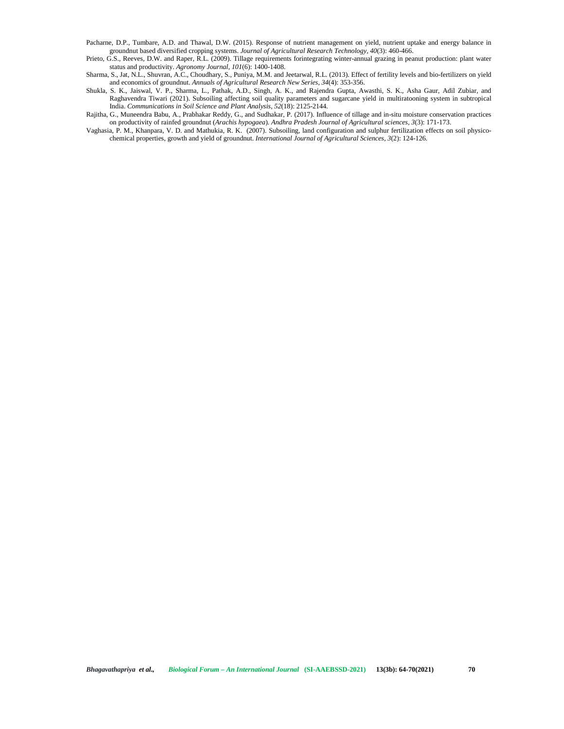Pacharne, D.P., Tumbare, A.D. and Thawal, D.W. (2015). Response of nutrient management on yield, nutrient uptake and energy balance in groundnut based diversified cropping systems. *Journal of Agricultural Research Technology*, *40*(3): 460-466.

Prieto, G.S., Reeves, D.W. and Raper, R.L. (2009). Tillage requirements forintegrating winter-annual grazing in peanut production: plant water status and productivity. *Agronomy Journal*, *101*(6): 1400-1408.

Sharma, S., Jat, N.L., Shuvran, A.C., Choudhary, S., Puniya, M.M. and Jeetarwal, R.L. (2013). Effect of fertility levels and bio-fertilizers on yield and economics of groundnut. *Annuals of Agricultural Research New Series*, *34*(4): 353-356.

Shukla, S. K., Jaiswal, V. P., Sharma, L., Pathak, A.D., Singh, A. K., and Rajendra Gupta, Awasthi, S. K., Asha Gaur, Adil Zubiar, and Raghavendra Tiwari (2021). Subsoiling affecting soil quality parameters and sugarcane yield in multiratooning system in subtropical India. *Communications in Soil Science and Plant Analysis*, *52*(18): 2125-2144.

Rajitha, G., Muneendra Babu, A., Prabhakar Reddy, G., and Sudhakar, P. (2017). Influence of tillage and in-situ moisture conservation practices on productivity of rainfed groundnut (*Arachis hypogaea*). *Andhra Pradesh Journal of Agricultural sciences*, *3*(3): 171-173.

Vaghasia, P. M., Khanpara, V. D. and Mathukia, R. K. (2007). Subsoiling, land configuration and sulphur fertilization effects on soil physico-chemical properties, growth and yield of groundnut. *International Journal of Agricultural Sciences*, *3*(2): 124-126.